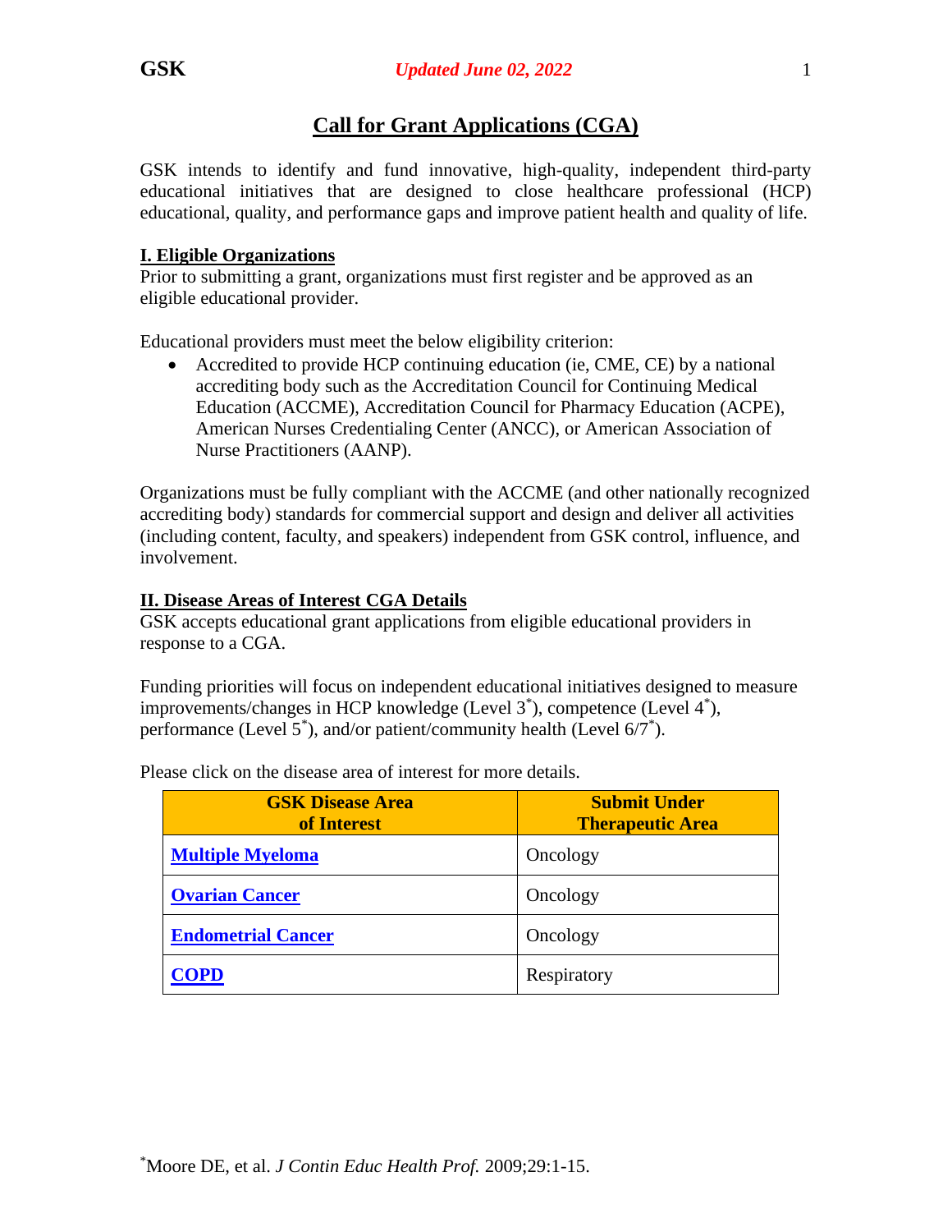GSK *Updated June 02, 2022*

# Call for Grant Applications (CGA)

GSK intends to identify and fund innovative, high-quality, independent third-party educational initiatives that are designed to close healthcare professional (HCP) educational, quality, and performance gaps and improve patient health and quality of life.

## I. Eligible Organizations

Prior to submitting a grant, organizations must first register and be approved as an eligible educational provider.

Educational providers must meet the below eligibility criterion:

- Accredited to provide HCP continuing education (ie, CME, CE) by a national accrediting body such as the Accreditation Council for Continuing Medical Education (ACCME), Accreditation Council for Pharmacy Education (ACPE), American Nurses Credentialing Center (ANCC), or American Association of Nurse Practitioners (AANP).

Organizations must be fully compliant with the ACCME (and other nationally recognized accrediting body) standards for commercial support and design and deliver all activities (including content, faculty, and speakers) independent from GSK control, influence, and involvement.

## II. Disease Areas of Interest CGA Details

GSK accepts educational grant applications from eligible educational providers in response to a CGA.

Funding priorities will focus on independent educational initiatives designed to measure improvements/changes in HCP knowledge (Level 3[*]), competence (Level 4[*]), performance (Level 5[*]), and/or patient/community health (Level 6/7[*]).

Please click on the disease area of interest for more details.

| GSK Disease Area of Interest | Submit Under Therapeutic Area |
|---|---|
| **Multiple Myeloma** | Oncology |
| **Ovarian Cancer** | Oncology |
| **Endometrial Cancer** | Oncology |
| **COPD** | Respiratory |

[*]Moore DE, et al. *J Contin Educ Health Prof.* 2009;29:1-15.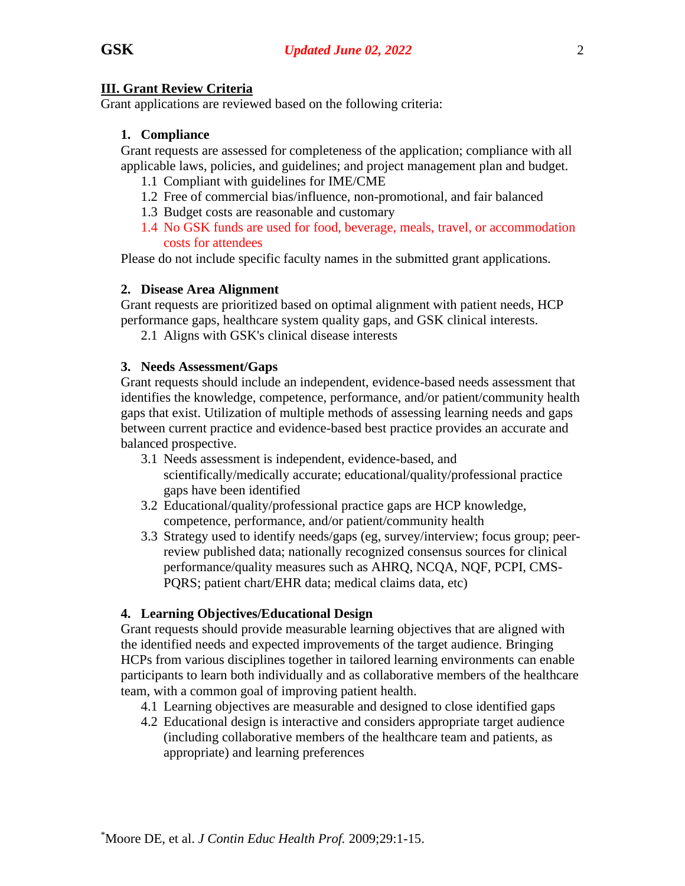## III. Grant Review Criteria

Grant applications are reviewed based on the following criteria:

### 1. Compliance

Grant requests are assessed for completeness of the application; compliance with all applicable laws, policies, and guidelines; and project management plan and budget.

- 1.1 Compliant with guidelines for IME/CME
- 1.2 Free of commercial bias/influence, non-promotional, and fair balanced
- 1.3 Budget costs are reasonable and customary
- 1.4 No GSK funds are used for food, beverage, meals, travel, or accommodation costs for attendees

Please do not include specific faculty names in the submitted grant applications.

### 2. Disease Area Alignment

Grant requests are prioritized based on optimal alignment with patient needs, HCP performance gaps, healthcare system quality gaps, and GSK clinical interests.

- 2.1 Aligns with GSK's clinical disease interests

### 3. Needs Assessment/Gaps

Grant requests should include an independent, evidence-based needs assessment that identifies the knowledge, competence, performance, and/or patient/community health gaps that exist. Utilization of multiple methods of assessing learning needs and gaps between current practice and evidence-based best practice provides an accurate and balanced prospective.

- 3.1 Needs assessment is independent, evidence-based, and scientifically/medically accurate; educational/quality/professional practice gaps have been identified
- 3.2 Educational/quality/professional practice gaps are HCP knowledge, competence, performance, and/or patient/community health
- 3.3 Strategy used to identify needs/gaps (eg, survey/interview; focus group; peer-review published data; nationally recognized consensus sources for clinical performance/quality measures such as AHRQ, NCQA, NQF, PCPI, CMS-PQRS; patient chart/EHR data; medical claims data, etc)

### 4. Learning Objectives/Educational Design

Grant requests should provide measurable learning objectives that are aligned with the identified needs and expected improvements of the target audience. Bringing HCPs from various disciplines together in tailored learning environments can enable participants to learn both individually and as collaborative members of the healthcare team, with a common goal of improving patient health.

- 4.1 Learning objectives are measurable and designed to close identified gaps
- 4.2 Educational design is interactive and considers appropriate target audience (including collaborative members of the healthcare team and patients, as appropriate) and learning preferences

[*] Moore DE, et al. *J Contin Educ Health Prof.* 2009;29:1-15.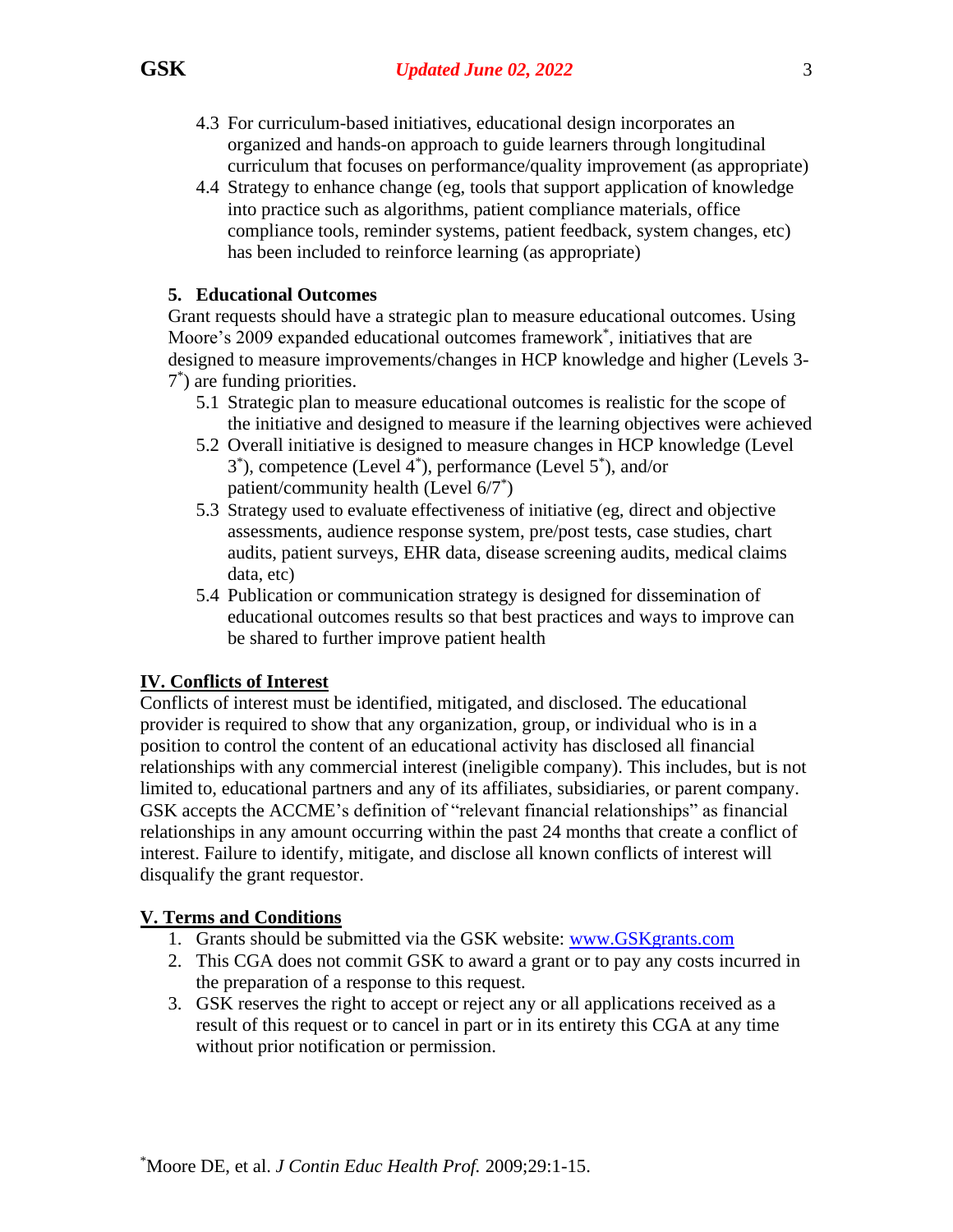4.3 For curriculum-based initiatives, educational design incorporates an organized and hands-on approach to guide learners through longitudinal curriculum that focuses on performance/quality improvement (as appropriate)

4.4 Strategy to enhance change (eg, tools that support application of knowledge into practice such as algorithms, patient compliance materials, office compliance tools, reminder systems, patient feedback, system changes, etc) has been included to reinforce learning (as appropriate)

### 5. Educational Outcomes

Grant requests should have a strategic plan to measure educational outcomes. Using Moore's 2009 expanded educational outcomes framework[*], initiatives that are designed to measure improvements/changes in HCP knowledge and higher (Levels 3-7[*]) are funding priorities.

5.1 Strategic plan to measure educational outcomes is realistic for the scope of the initiative and designed to measure if the learning objectives were achieved

5.2 Overall initiative is designed to measure changes in HCP knowledge (Level 3[*]), competence (Level 4[*]), performance (Level 5[*]), and/or patient/community health (Level 6/7[*])

5.3 Strategy used to evaluate effectiveness of initiative (eg, direct and objective assessments, audience response system, pre/post tests, case studies, chart audits, patient surveys, EHR data, disease screening audits, medical claims data, etc)

5.4 Publication or communication strategy is designed for dissemination of educational outcomes results so that best practices and ways to improve can be shared to further improve patient health

## IV. Conflicts of Interest

Conflicts of interest must be identified, mitigated, and disclosed. The educational provider is required to show that any organization, group, or individual who is in a position to control the content of an educational activity has disclosed all financial relationships with any commercial interest (ineligible company). This includes, but is not limited to, educational partners and any of its affiliates, subsidiaries, or parent company. GSK accepts the ACCME's definition of "relevant financial relationships" as financial relationships in any amount occurring within the past 24 months that create a conflict of interest. Failure to identify, mitigate, and disclose all known conflicts of interest will disqualify the grant requestor.

## V. Terms and Conditions

1. Grants should be submitted via the GSK website: [www.GSKgrants.com](www.GSKgrants.com)
2. This CGA does not commit GSK to award a grant or to pay any costs incurred in the preparation of a response to this request.
3. GSK reserves the right to accept or reject any or all applications received as a result of this request or to cancel in part or in its entirety this CGA at any time without prior notification or permission.

[*]Moore DE, et al. *J Contin Educ Health Prof.* 2009;29:1-15.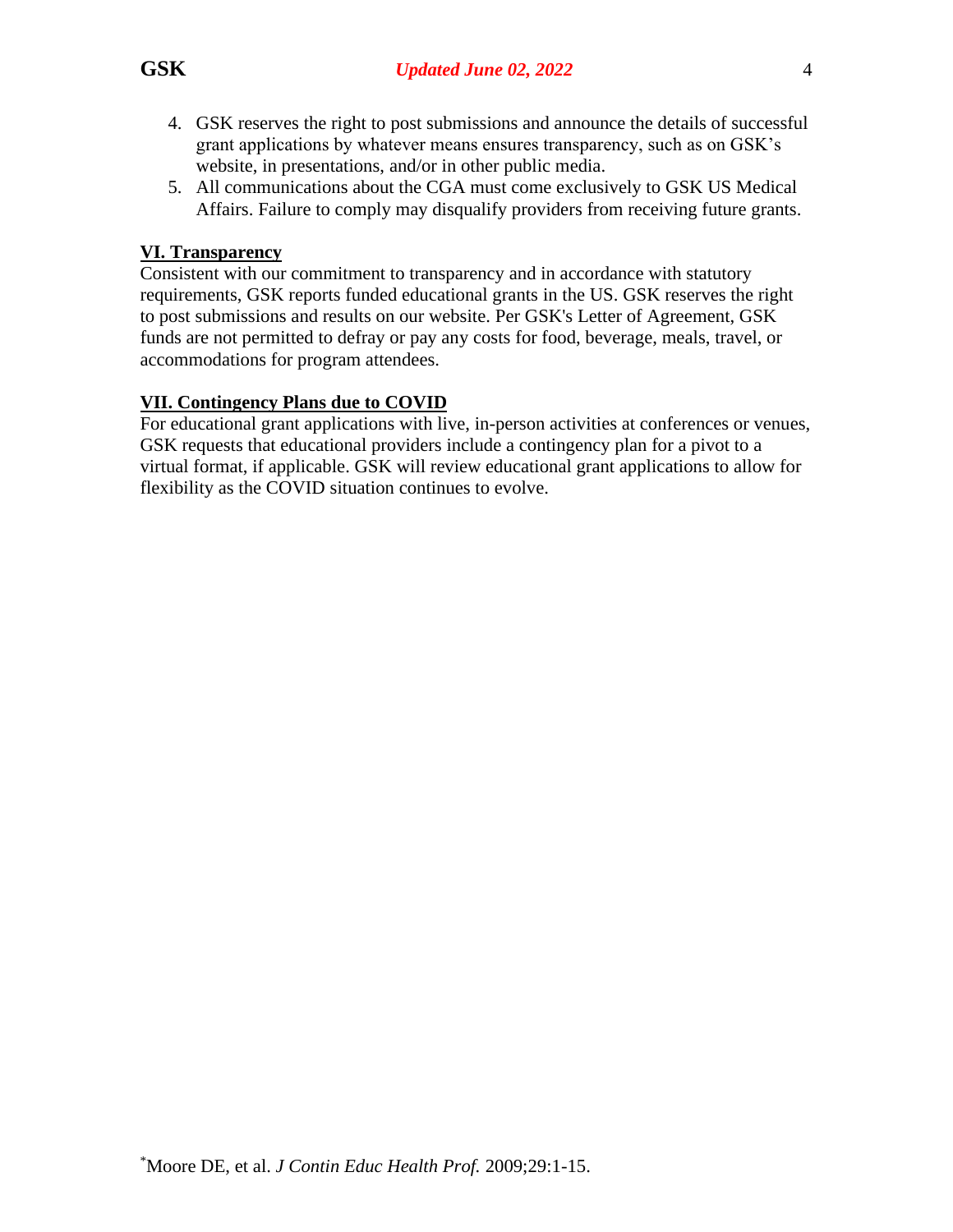4. GSK reserves the right to post submissions and announce the details of successful grant applications by whatever means ensures transparency, such as on GSK's website, in presentations, and/or in other public media.
5. All communications about the CGA must come exclusively to GSK US Medical Affairs. Failure to comply may disqualify providers from receiving future grants.

## VI. Transparency

Consistent with our commitment to transparency and in accordance with statutory requirements, GSK reports funded educational grants in the US. GSK reserves the right to post submissions and results on our website. Per GSK's Letter of Agreement, GSK funds are not permitted to defray or pay any costs for food, beverage, meals, travel, or accommodations for program attendees.

## VII. Contingency Plans due to COVID

For educational grant applications with live, in-person activities at conferences or venues, GSK requests that educational providers include a contingency plan for a pivot to a virtual format, if applicable. GSK will review educational grant applications to allow for flexibility as the COVID situation continues to evolve.

[*] Moore DE, et al. *J Contin Educ Health Prof.* 2009;29:1-15.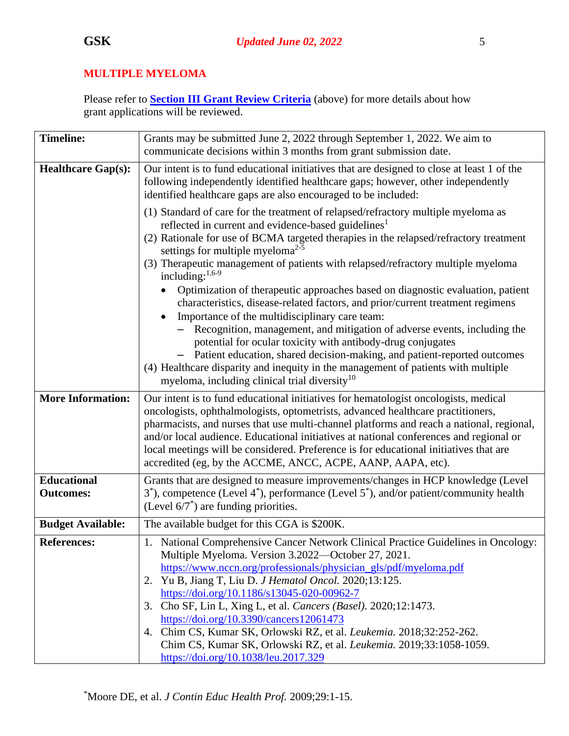## MULTIPLE MYELOMA

Please refer to **Section III Grant Review Criteria** (above) for more details about how grant applications will be reviewed.

| | |
|---|---|
| **Timeline:** | Grants may be submitted June 2, 2022 through September 1, 2022. We aim to communicate decisions within 3 months from grant submission date. |
| **Healthcare Gap(s):** | Our intent is to fund educational initiatives that are designed to close at least 1 of the following independently identified healthcare gaps; however, other independently identified healthcare gaps are also encouraged to be included:<br><br>(1) Standard of care for the treatment of relapsed/refractory multiple myeloma as reflected in current and evidence-based guidelines[1]<br>(2) Rationale for use of BCMA targeted therapies in the relapsed/refractory treatment settings for multiple myeloma[2-5]<br>(3) Therapeutic management of patients with relapsed/refractory multiple myeloma including:[1,6-9]<br>• Optimization of therapeutic approaches based on diagnostic evaluation, patient characteristics, disease-related factors, and prior/current treatment regimens<br>• Importance of the multidisciplinary care team:<br>– Recognition, management, and mitigation of adverse events, including the potential for ocular toxicity with antibody-drug conjugates<br>– Patient education, shared decision-making, and patient-reported outcomes<br>(4) Healthcare disparity and inequity in the management of patients with multiple myeloma, including clinical trial diversity[10] |
| **More Information:** | Our intent is to fund educational initiatives for hematologist oncologists, medical oncologists, ophthalmologists, optometrists, advanced healthcare practitioners, pharmacists, and nurses that use multi-channel platforms and reach a national, regional, and/or local audience. Educational initiatives at national conferences and regional or local meetings will be considered. Preference is for educational initiatives that are accredited (eg, by the ACCME, ANCC, ACPE, AANP, AAPA, etc). |
| **Educational Outcomes:** | Grants that are designed to measure improvements/changes in HCP knowledge (Level 3*), competence (Level 4*), performance (Level 5*), and/or patient/community health (Level 6/7*) are funding priorities. |
| **Budget Available:** | The available budget for this CGA is $200K. |
| **References:** | 1. National Comprehensive Cancer Network Clinical Practice Guidelines in Oncology: Multiple Myeloma. Version 3.2022—October 27, 2021. https://www.nccn.org/professionals/physician_gls/pdf/myeloma.pdf<br>2. Yu B, Jiang T, Liu D. *J Hematol Oncol.* 2020;13:125. https://doi.org/10.1186/s13045-020-00962-7<br>3. Cho SF, Lin L, Xing L, et al. *Cancers (Basel).* 2020;12:1473. https://doi.org/10.3390/cancers12061473<br>4. Chim CS, Kumar SK, Orlowski RZ, et al. *Leukemia.* 2018;32:252-262. Chim CS, Kumar SK, Orlowski RZ, et al. *Leukemia.* 2019;33:1058-1059. https://doi.org/10.1038/leu.2017.329 |

*Moore DE, et al. *J Contin Educ Health Prof.* 2009;29:1-15.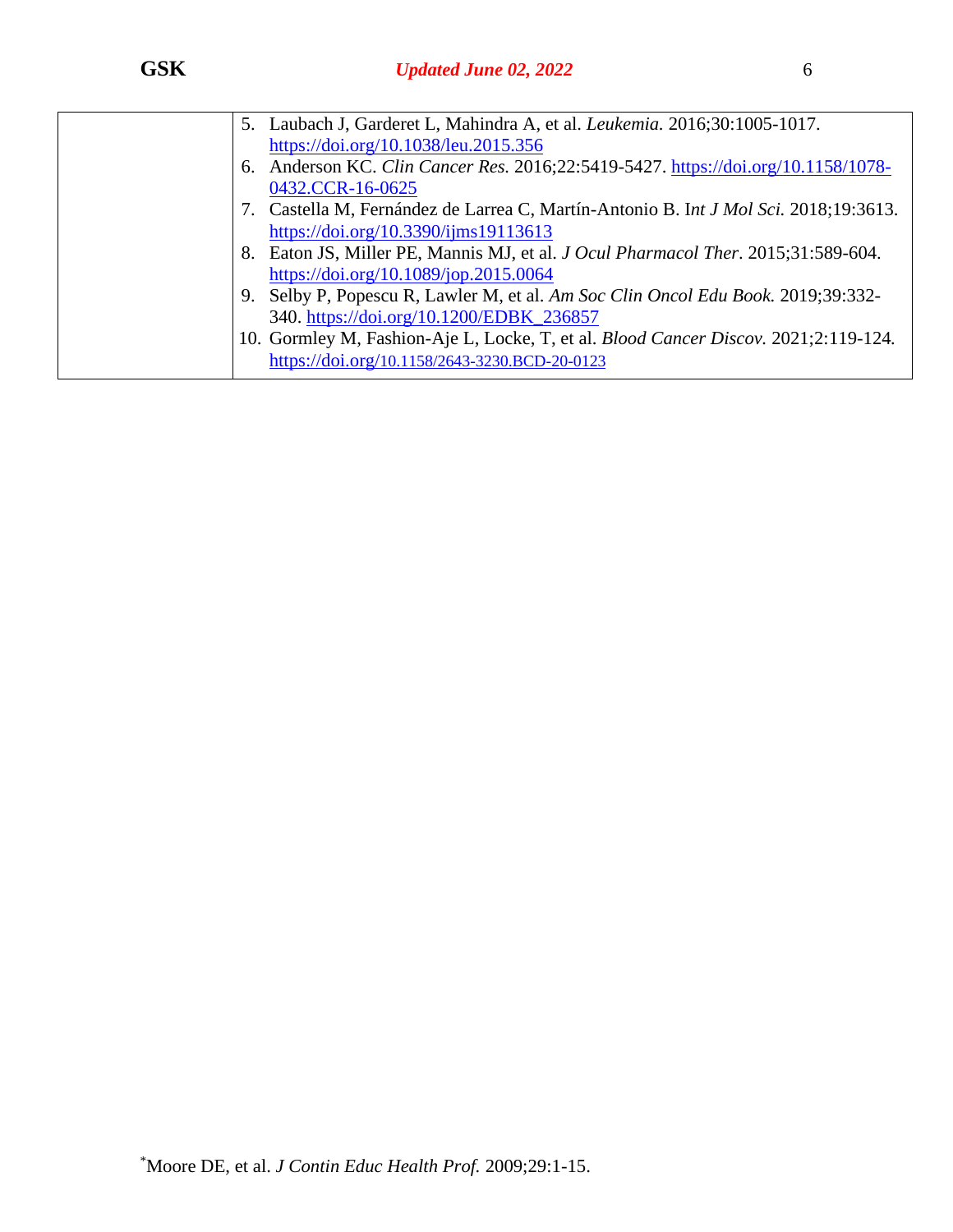| | |
|---|---|
| | 5. Laubach J, Garderet L, Mahindra A, et al. *Leukemia.* 2016;30:1005-1017. https://doi.org/10.1038/leu.2015.356<br>6. Anderson KC. *Clin Cancer Res.* 2016;22:5419-5427. https://doi.org/10.1158/1078-0432.CCR-16-0625<br>7. Castella M, Fernández de Larrea C, Martín-Antonio B. I*nt J Mol Sci.* 2018;19:3613. https://doi.org/10.3390/ijms19113613<br>8. Eaton JS, Miller PE, Mannis MJ, et al. *J Ocul Pharmacol Ther*. 2015;31:589-604. https://doi.org/10.1089/jop.2015.0064<br>9. Selby P, Popescu R, Lawler M, et al. *Am Soc Clin Oncol Edu Book.* 2019;39:332-340. https://doi.org/10.1200/EDBK_236857<br>10. Gormley M, Fashion-Aje L, Locke, T, et al. *Blood Cancer Discov.* 2021;2:119-124. https://doi.org/10.1158/2643-3230.BCD-20-0123 |

*Moore DE, et al. *J Contin Educ Health Prof.* 2009;29:1-15.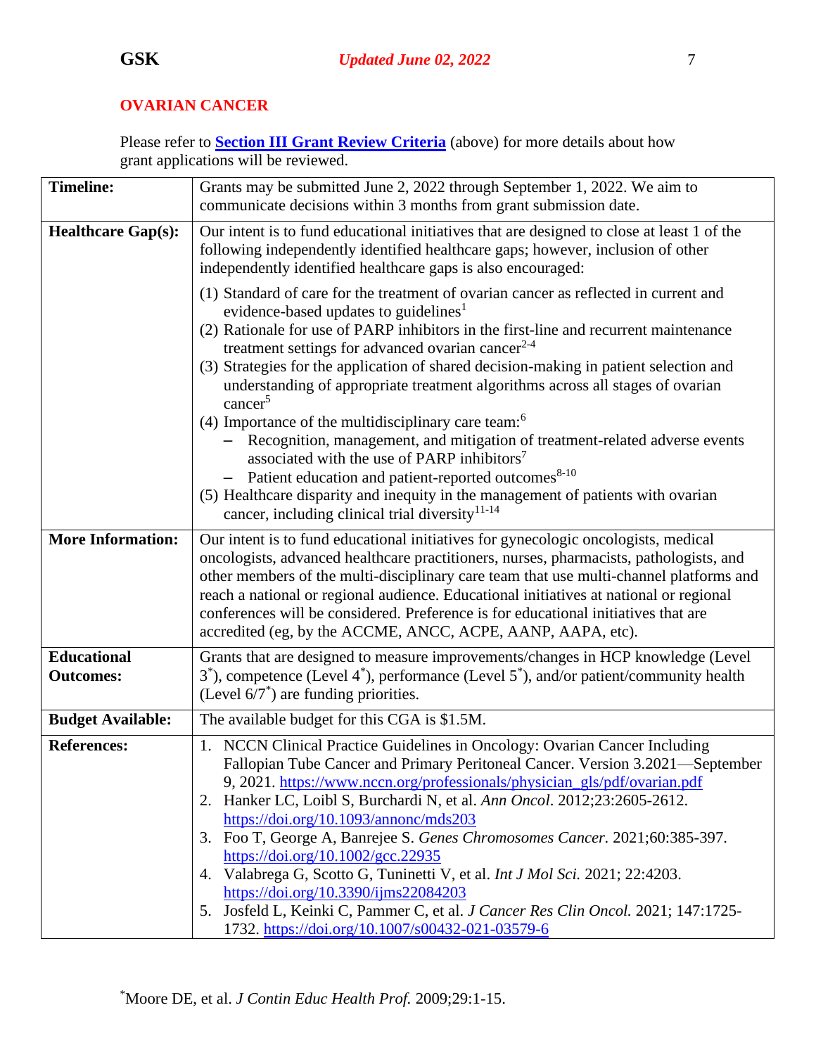## OVARIAN CANCER

Please refer to **Section III Grant Review Criteria** (above) for more details about how grant applications will be reviewed.

| | |
|---|---|
| **Timeline:** | Grants may be submitted June 2, 2022 through September 1, 2022. We aim to communicate decisions within 3 months from grant submission date. |
| **Healthcare Gap(s):** | Our intent is to fund educational initiatives that are designed to close at least 1 of the following independently identified healthcare gaps; however, inclusion of other independently identified healthcare gaps is also encouraged:<br><br>(1) Standard of care for the treatment of ovarian cancer as reflected in current and evidence-based updates to guidelines[1]<br>(2) Rationale for use of PARP inhibitors in the first-line and recurrent maintenance treatment settings for advanced ovarian cancer[2-4]<br>(3) Strategies for the application of shared decision-making in patient selection and understanding of appropriate treatment algorithms across all stages of ovarian cancer[5]<br>(4) Importance of the multidisciplinary care team:[6]<br>– Recognition, management, and mitigation of treatment-related adverse events associated with the use of PARP inhibitors[7]<br>– Patient education and patient-reported outcomes[8-10]<br>(5) Healthcare disparity and inequity in the management of patients with ovarian cancer, including clinical trial diversity[11-14] |
| **More Information:** | Our intent is to fund educational initiatives for gynecologic oncologists, medical oncologists, advanced healthcare practitioners, nurses, pharmacists, pathologists, and other members of the multi-disciplinary care team that use multi-channel platforms and reach a national or regional audience. Educational initiatives at national or regional conferences will be considered. Preference is for educational initiatives that are accredited (eg, by the ACCME, ANCC, ACPE, AANP, AAPA, etc). |
| **Educational Outcomes:** | Grants that are designed to measure improvements/changes in HCP knowledge (Level 3[*]), competence (Level 4[*]), performance (Level 5[*]), and/or patient/community health (Level 6/7[*]) are funding priorities. |
| **Budget Available:** | The available budget for this CGA is $1.5M. |
| **References:** | 1. NCCN Clinical Practice Guidelines in Oncology: Ovarian Cancer Including Fallopian Tube Cancer and Primary Peritoneal Cancer. Version 3.2021—September 9, 2021. https://www.nccn.org/professionals/physician_gls/pdf/ovarian.pdf<br>2. Hanker LC, Loibl S, Burchardi N, et al. *Ann Oncol*. 2012;23:2605-2612. https://doi.org/10.1093/annonc/mds203<br>3. Foo T, George A, Banrejee S. *Genes Chromosomes Cancer.* 2021;60:385-397. https://doi.org/10.1002/gcc.22935<br>4. Valabrega G, Scotto G, Tuninetti V, et al. *Int J Mol Sci.* 2021; 22:4203. https://doi.org/10.3390/ijms22084203<br>5. Josfeld L, Keinki C, Pammer C, et al. *J Cancer Res Clin Oncol.* 2021; 147:1725-1732. https://doi.org/10.1007/s00432-021-03579-6 |

[*]Moore DE, et al. *J Contin Educ Health Prof.* 2009;29:1-15.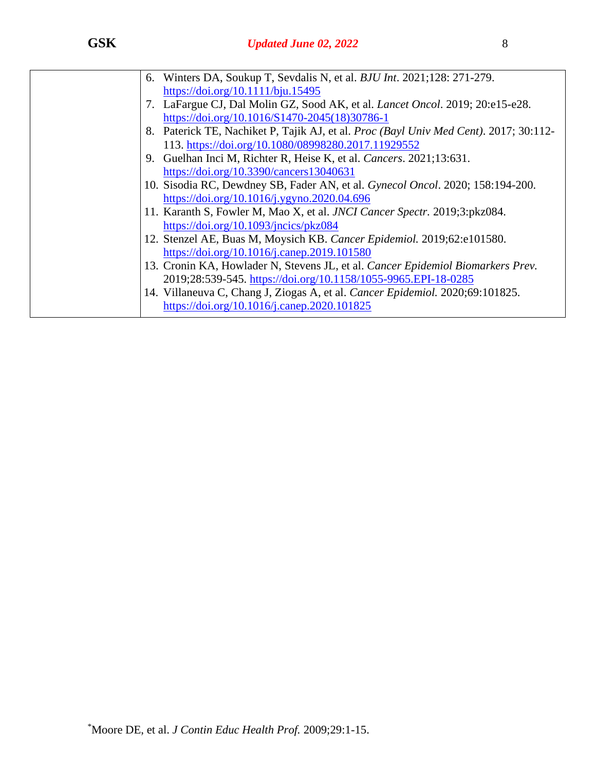| | |
|---|---|
| | 6. Winters DA, Soukup T, Sevdalis N, et al. *BJU Int*. 2021;128: 271-279. https://doi.org/10.1111/bju.15495<br>7. LaFargue CJ, Dal Molin GZ, Sood AK, et al. *Lancet Oncol*. 2019; 20:e15-e28. https://doi.org/10.1016/S1470-2045(18)30786-1<br>8. Paterick TE, Nachiket P, Tajik AJ, et al. *Proc (Bayl Univ Med Cent)*. 2017; 30:112-113. https://doi.org/10.1080/08998280.2017.11929552<br>9. Guelhan Inci M, Richter R, Heise K, et al. *Cancers*. 2021;13:631. https://doi.org/10.3390/cancers13040631<br>10. Sisodia RC, Dewdney SB, Fader AN, et al. *Gynecol Oncol*. 2020; 158:194-200. https://doi.org/10.1016/j.ygyno.2020.04.696<br>11. Karanth S, Fowler M, Mao X, et al. *JNCI Cancer Spectr*. 2019;3:pkz084. https://doi.org/10.1093/jncics/pkz084<br>12. Stenzel AE, Buas M, Moysich KB. *Cancer Epidemiol.* 2019;62:e101580. https://doi.org/10.1016/j.canep.2019.101580<br>13. Cronin KA, Howlader N, Stevens JL, et al. *Cancer Epidemiol Biomarkers Prev.* 2019;28:539-545. https://doi.org/10.1158/1055-9965.EPI-18-0285<br>14. Villaneuva C, Chang J, Ziogas A, et al. *Cancer Epidemiol.* 2020;69:101825. https://doi.org/10.1016/j.canep.2020.101825 |

[*]Moore DE, et al. *J Contin Educ Health Prof.* 2009;29:1-15.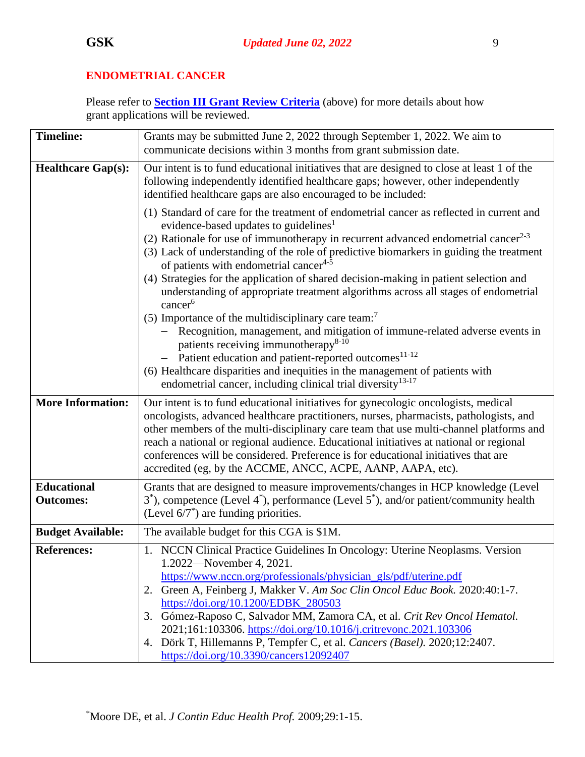## ENDOMETRIAL CANCER

Please refer to **Section III Grant Review Criteria** (above) for more details about how grant applications will be reviewed.

| | |
|---|---|
| **Timeline:** | Grants may be submitted June 2, 2022 through September 1, 2022. We aim to communicate decisions within 3 months from grant submission date. |
| **Healthcare Gap(s):** | Our intent is to fund educational initiatives that are designed to close at least 1 of the following independently identified healthcare gaps; however, other independently identified healthcare gaps are also encouraged to be included:<br><br>(1) Standard of care for the treatment of endometrial cancer as reflected in current and evidence-based updates to guidelines[1]<br>(2) Rationale for use of immunotherapy in recurrent advanced endometrial cancer[2-3]<br>(3) Lack of understanding of the role of predictive biomarkers in guiding the treatment of patients with endometrial cancer[4-5]<br>(4) Strategies for the application of shared decision-making in patient selection and understanding of appropriate treatment algorithms across all stages of endometrial cancer[6]<br>(5) Importance of the multidisciplinary care team:[7]<br>– Recognition, management, and mitigation of immune-related adverse events in patients receiving immunotherapy[8-10]<br>– Patient education and patient-reported outcomes[11-12]<br>(6) Healthcare disparities and inequities in the management of patients with endometrial cancer, including clinical trial diversity[13-17] |
| **More Information:** | Our intent is to fund educational initiatives for gynecologic oncologists, medical oncologists, advanced healthcare practitioners, nurses, pharmacists, pathologists, and other members of the multi-disciplinary care team that use multi-channel platforms and reach a national or regional audience. Educational initiatives at national or regional conferences will be considered. Preference is for educational initiatives that are accredited (eg, by the ACCME, ANCC, ACPE, AANP, AAPA, etc). |
| **Educational Outcomes:** | Grants that are designed to measure improvements/changes in HCP knowledge (Level 3*), competence (Level 4*), performance (Level 5*), and/or patient/community health (Level 6/7*) are funding priorities. |
| **Budget Available:** | The available budget for this CGA is $1M. |
| **References:** | 1. NCCN Clinical Practice Guidelines In Oncology: Uterine Neoplasms. Version 1.2022—November 4, 2021. https://www.nccn.org/professionals/physician_gls/pdf/uterine.pdf<br>2. Green A, Feinberg J, Makker V. *Am Soc Clin Oncol Educ Book.* 2020:40:1-7. https://doi.org/10.1200/EDBK_280503<br>3. Gómez-Raposo C, Salvador MM, Zamora CA, et al. *Crit Rev Oncol Hematol.* 2021;161:103306. https://doi.org/10.1016/j.critrevonc.2021.103306<br>4. Dörk T, Hillemanns P, Tempfer C, et al. *Cancers (Basel).* 2020;12:2407. https://doi.org/10.3390/cancers12092407 |

*Moore DE, et al. *J Contin Educ Health Prof.* 2009;29:1-15.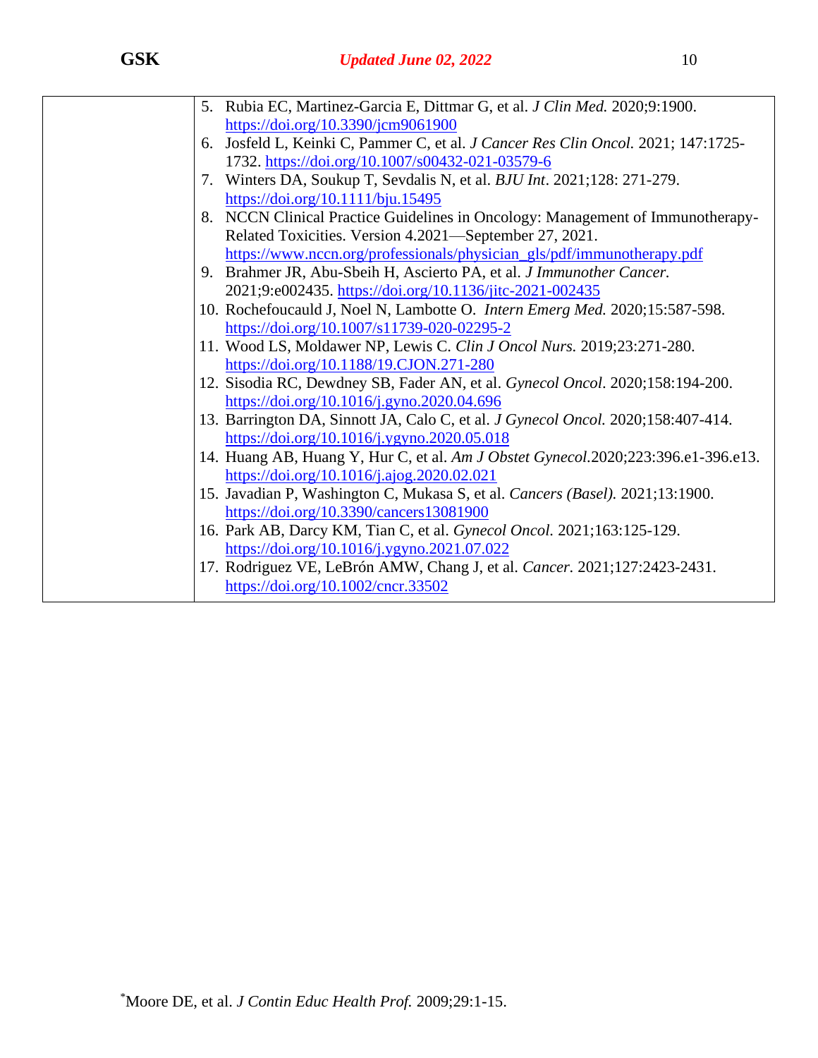| | |
|---|---|
| | 5. Rubia EC, Martinez-Garcia E, Dittmar G, et al. *J Clin Med.* 2020;9:1900. https://doi.org/10.3390/jcm9061900<br>6. Josfeld L, Keinki C, Pammer C, et al. *J Cancer Res Clin Oncol.* 2021; 147:1725-1732. https://doi.org/10.1007/s00432-021-03579-6<br>7. Winters DA, Soukup T, Sevdalis N, et al. *BJU Int*. 2021;128: 271-279. https://doi.org/10.1111/bju.15495<br>8. NCCN Clinical Practice Guidelines in Oncology: Management of Immunotherapy-Related Toxicities. Version 4.2021—September 27, 2021. https://www.nccn.org/professionals/physician_gls/pdf/immunotherapy.pdf<br>9. Brahmer JR, Abu-Sbeih H, Ascierto PA, et al. *J Immunother Cancer.* 2021;9:e002435. https://doi.org/10.1136/jitc-2021-002435<br>10. Rochefoucauld J, Noel N, Lambotte O. *Intern Emerg Med.* 2020;15:587-598. https://doi.org/10.1007/s11739-020-02295-2<br>11. Wood LS, Moldawer NP, Lewis C. *Clin J Oncol Nurs.* 2019;23:271-280. https://doi.org/10.1188/19.CJON.271-280<br>12. Sisodia RC, Dewdney SB, Fader AN, et al. *Gynecol Oncol*. 2020;158:194-200. https://doi.org/10.1016/j.gyno.2020.04.696<br>13. Barrington DA, Sinnott JA, Calo C, et al. *J Gynecol Oncol.* 2020;158:407-414. https://doi.org/10.1016/j.ygyno.2020.05.018<br>14. Huang AB, Huang Y, Hur C, et al. *Am J Obstet Gynecol.*2020;223:396.e1-396.e13. https://doi.org/10.1016/j.ajog.2020.02.021<br>15. Javadian P, Washington C, Mukasa S, et al. *Cancers (Basel).* 2021;13:1900. https://doi.org/10.3390/cancers13081900<br>16. Park AB, Darcy KM, Tian C, et al. *Gynecol Oncol.* 2021;163:125-129. https://doi.org/10.1016/j.ygyno.2021.07.022<br>17. Rodriguez VE, LeBrón AMW, Chang J, et al. *Cancer.* 2021;127:2423-2431. https://doi.org/10.1002/cncr.33502 |

[*]Moore DE, et al. *J Contin Educ Health Prof.* 2009;29:1-15.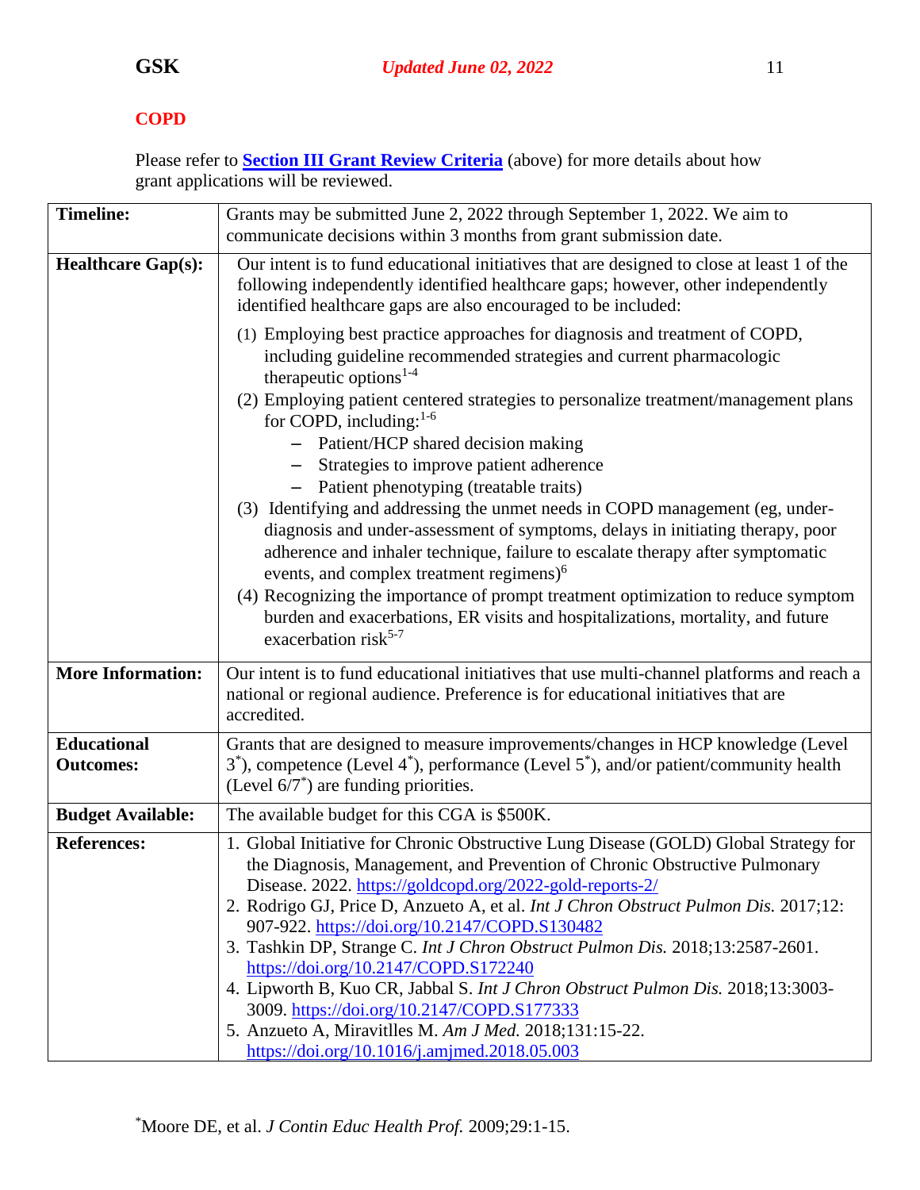## COPD

Please refer to **Section III Grant Review Criteria** (above) for more details about how grant applications will be reviewed.

| | |
|---|---|
| **Timeline:** | Grants may be submitted June 2, 2022 through September 1, 2022. We aim to communicate decisions within 3 months from grant submission date. |
| **Healthcare Gap(s):** | Our intent is to fund educational initiatives that are designed to close at least 1 of the following independently identified healthcare gaps; however, other independently identified healthcare gaps are also encouraged to be included:<br><br>(1) Employing best practice approaches for diagnosis and treatment of COPD, including guideline recommended strategies and current pharmacologic therapeutic options[1-4]<br>(2) Employing patient centered strategies to personalize treatment/management plans for COPD, including:[1-6]<br>– Patient/HCP shared decision making<br>– Strategies to improve patient adherence<br>– Patient phenotyping (treatable traits)<br>(3) Identifying and addressing the unmet needs in COPD management (eg, under-diagnosis and under-assessment of symptoms, delays in initiating therapy, poor adherence and inhaler technique, failure to escalate therapy after symptomatic events, and complex treatment regimens)[6]<br>(4) Recognizing the importance of prompt treatment optimization to reduce symptom burden and exacerbations, ER visits and hospitalizations, mortality, and future exacerbation risk[5-7] |
| **More Information:** | Our intent is to fund educational initiatives that use multi-channel platforms and reach a national or regional audience. Preference is for educational initiatives that are accredited. |
| **Educational Outcomes:** | Grants that are designed to measure improvements/changes in HCP knowledge (Level 3*), competence (Level 4*), performance (Level 5*), and/or patient/community health (Level 6/7*) are funding priorities. |
| **Budget Available:** | The available budget for this CGA is $500K. |
| **References:** | 1. Global Initiative for Chronic Obstructive Lung Disease (GOLD) Global Strategy for the Diagnosis, Management, and Prevention of Chronic Obstructive Pulmonary Disease. 2022. https://goldcopd.org/2022-gold-reports-2/<br>2. Rodrigo GJ, Price D, Anzueto A, et al. *Int J Chron Obstruct Pulmon Dis.* 2017;12: 907-922. https://doi.org/10.2147/COPD.S130482<br>3. Tashkin DP, Strange C. *Int J Chron Obstruct Pulmon Dis.* 2018;13:2587-2601. https://doi.org/10.2147/COPD.S172240<br>4. Lipworth B, Kuo CR, Jabbal S. *Int J Chron Obstruct Pulmon Dis.* 2018;13:3003-3009. https://doi.org/10.2147/COPD.S177333<br>5. Anzueto A, Miravitlles M. *Am J Med.* 2018;131:15-22. https://doi.org/10.1016/j.amjmed.2018.05.003 |

*Moore DE, et al. *J Contin Educ Health Prof.* 2009;29:1-15.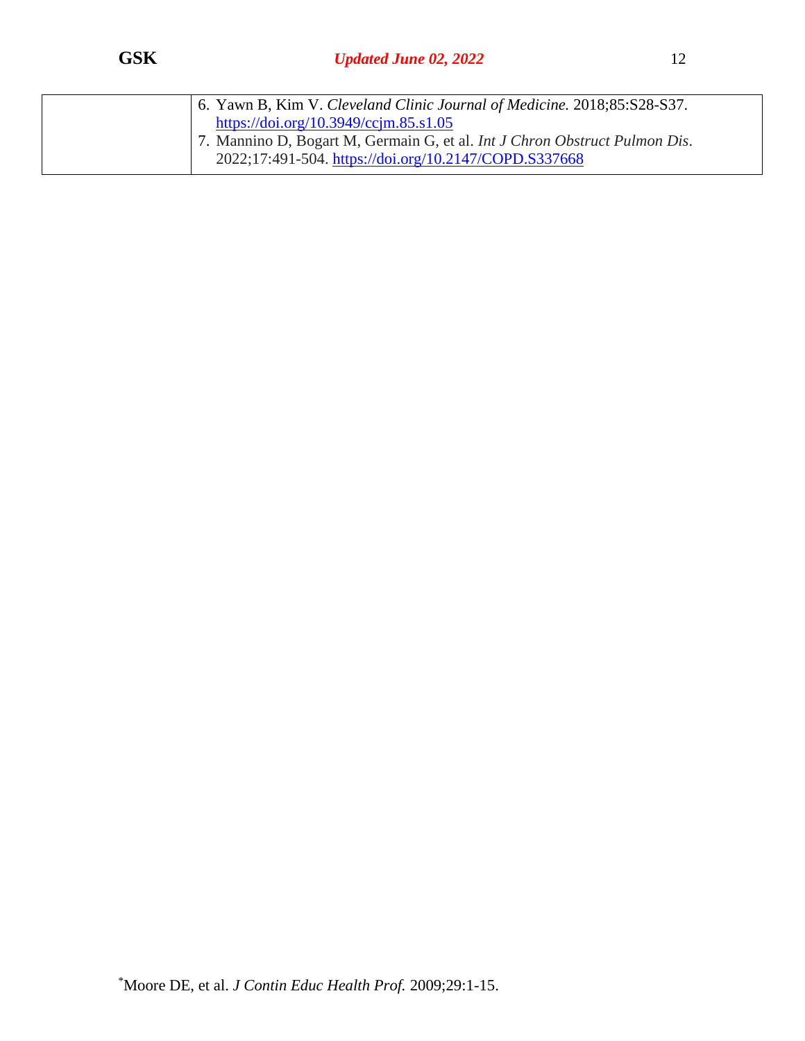| | |
|---|---|
| | 6. Yawn B, Kim V. *Cleveland Clinic Journal of Medicine.* 2018;85:S28-S37. https://doi.org/10.3949/ccjm.85.s1.05<br>7. Mannino D, Bogart M, Germain G, et al. *Int J Chron Obstruct Pulmon Dis*. 2022;17:491-504. https://doi.org/10.2147/COPD.S337668 |

*Moore DE, et al. *J Contin Educ Health Prof.* 2009;29:1-15.